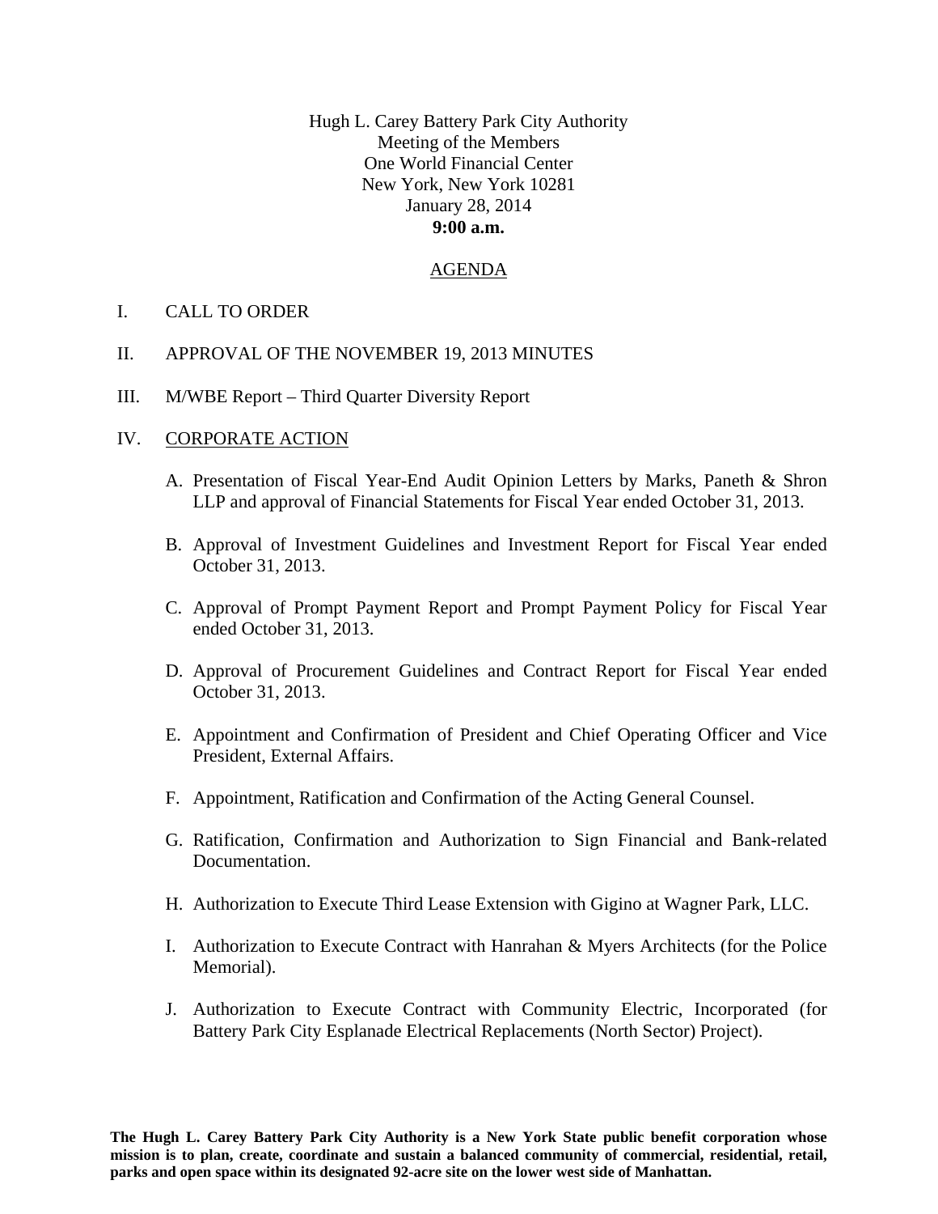Hugh L. Carey Battery Park City Authority
Meeting of the Members
One World Financial Center
New York, New York 10281
January 28, 2014
**9:00 a.m.**

## AGENDA

I. CALL TO ORDER

II. APPROVAL OF THE NOVEMBER 19, 2013 MINUTES

III. M/WBE Report – Third Quarter Diversity Report

IV. CORPORATE ACTION

A. Presentation of Fiscal Year-End Audit Opinion Letters by Marks, Paneth & Shron LLP and approval of Financial Statements for Fiscal Year ended October 31, 2013.

B. Approval of Investment Guidelines and Investment Report for Fiscal Year ended October 31, 2013.

C. Approval of Prompt Payment Report and Prompt Payment Policy for Fiscal Year ended October 31, 2013.

D. Approval of Procurement Guidelines and Contract Report for Fiscal Year ended October 31, 2013.

E. Appointment and Confirmation of President and Chief Operating Officer and Vice President, External Affairs.

F. Appointment, Ratification and Confirmation of the Acting General Counsel.

G. Ratification, Confirmation and Authorization to Sign Financial and Bank-related Documentation.

H. Authorization to Execute Third Lease Extension with Gigino at Wagner Park, LLC.

I. Authorization to Execute Contract with Hanrahan & Myers Architects (for the Police Memorial).

J. Authorization to Execute Contract with Community Electric, Incorporated (for Battery Park City Esplanade Electrical Replacements (North Sector) Project).

**The Hugh L. Carey Battery Park City Authority is a New York State public benefit corporation whose mission is to plan, create, coordinate and sustain a balanced community of commercial, residential, retail, parks and open space within its designated 92-acre site on the lower west side of Manhattan.**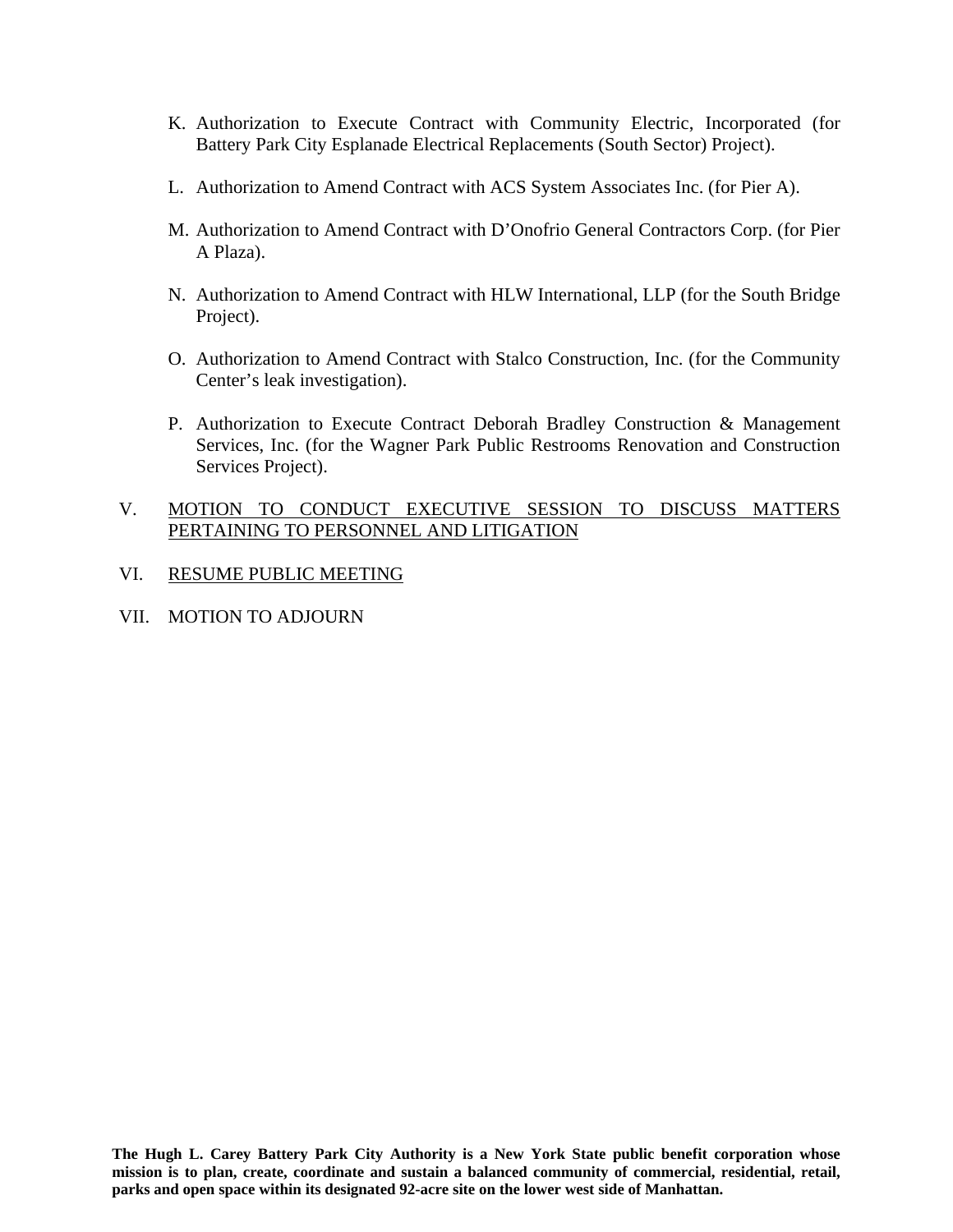K. Authorization to Execute Contract with Community Electric, Incorporated (for Battery Park City Esplanade Electrical Replacements (South Sector) Project).

L. Authorization to Amend Contract with ACS System Associates Inc. (for Pier A).

M. Authorization to Amend Contract with D'Onofrio General Contractors Corp. (for Pier A Plaza).

N. Authorization to Amend Contract with HLW International, LLP (for the South Bridge Project).

O. Authorization to Amend Contract with Stalco Construction, Inc. (for the Community Center's leak investigation).

P. Authorization to Execute Contract Deborah Bradley Construction & Management Services, Inc. (for the Wagner Park Public Restrooms Renovation and Construction Services Project).

V. <u>MOTION TO CONDUCT EXECUTIVE SESSION TO DISCUSS MATTERS PERTAINING TO PERSONNEL AND LITIGATION</u>

VI. <u>RESUME PUBLIC MEETING</u>

VII. MOTION TO ADJOURN

**The Hugh L. Carey Battery Park City Authority is a New York State public benefit corporation whose mission is to plan, create, coordinate and sustain a balanced community of commercial, residential, retail, parks and open space within its designated 92-acre site on the lower west side of Manhattan.**